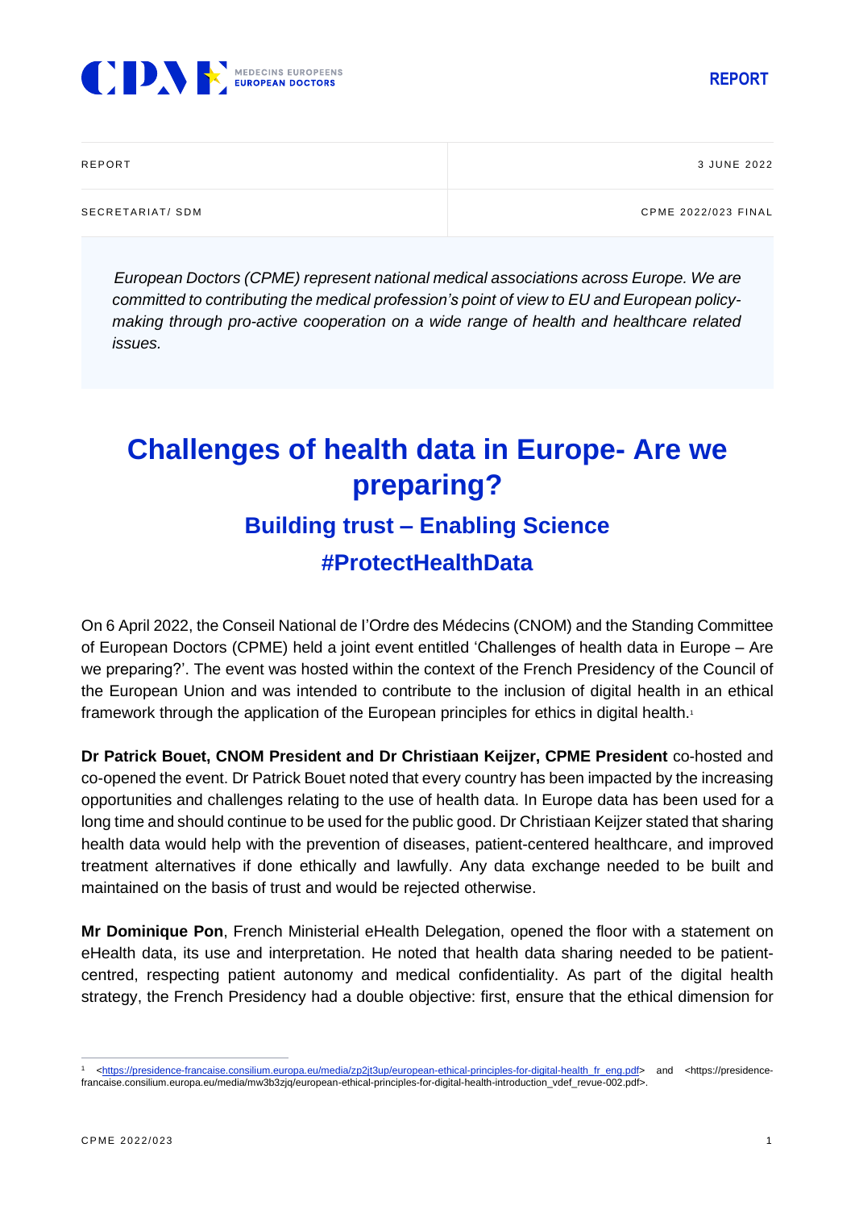REPORT

| REPORT | 3 JUNE 2022 |
| --- | --- |
| SECRETARIAT/ SDM | CPME 2022/023 FINAL |

*European Doctors (CPME) represent national medical associations across Europe. We are committed to contributing the medical profession's point of view to EU and European policy-making through pro-active cooperation on a wide range of health and healthcare related issues.*

# Challenges of health data in Europe- Are we preparing?

## Building trust – Enabling Science

## #ProtectHealthData

On 6 April 2022, the Conseil National de l'Ordre des Médecins (CNOM) and the Standing Committee of European Doctors (CPME) held a joint event entitled 'Challenges of health data in Europe – Are we preparing?'. The event was hosted within the context of the French Presidency of the Council of the European Union and was intended to contribute to the inclusion of digital health in an ethical framework through the application of the European principles for ethics in digital health.[1]

**Dr Patrick Bouet, CNOM President and Dr Christiaan Keijzer, CPME President** co-hosted and co-opened the event. Dr Patrick Bouet noted that every country has been impacted by the increasing opportunities and challenges relating to the use of health data. In Europe data has been used for a long time and should continue to be used for the public good. Dr Christiaan Keijzer stated that sharing health data would help with the prevention of diseases, patient-centered healthcare, and improved treatment alternatives if done ethically and lawfully. Any data exchange needed to be built and maintained on the basis of trust and would be rejected otherwise.

**Mr Dominique Pon**, French Ministerial eHealth Delegation, opened the floor with a statement on eHealth data, its use and interpretation. He noted that health data sharing needed to be patient-centred, respecting patient autonomy and medical confidentiality. As part of the digital health strategy, the French Presidency had a double objective: first, ensure that the ethical dimension for

---

[1] <https://presidence-francaise.consilium.europa.eu/media/zp2jt3up/european-ethical-principles-for-digital-health_fr_eng.pdf> and <https://presidence-francaise.consilium.europa.eu/media/mw3b3zjq/european-ethical-principles-for-digital-health-introduction_vdef_revue-002.pdf>.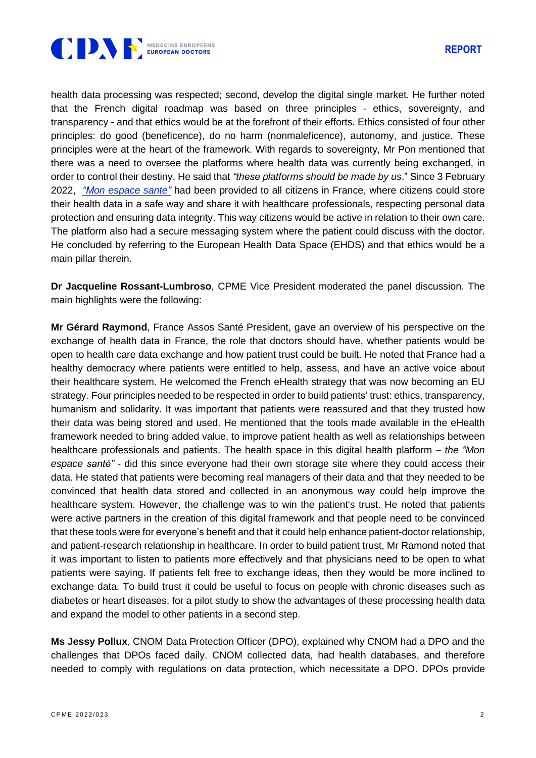health data processing was respected; second, develop the digital single market. He further noted that the French digital roadmap was based on three principles - ethics, sovereignty, and transparency - and that ethics would be at the forefront of their efforts. Ethics consisted of four other principles: do good (beneficence), do no harm (nonmaleficence), autonomy, and justice. These principles were at the heart of the framework. With regards to sovereignty, Mr Pon mentioned that there was a need to oversee the platforms where health data was currently being exchanged, in order to control their destiny. He said that *"these platforms should be made by us*." Since 3 February 2022, *"Mon espace sante"* had been provided to all citizens in France, where citizens could store their health data in a safe way and share it with healthcare professionals, respecting personal data protection and ensuring data integrity. This way citizens would be active in relation to their own care. The platform also had a secure messaging system where the patient could discuss with the doctor. He concluded by referring to the European Health Data Space (EHDS) and that ethics would be a main pillar therein.

**Dr Jacqueline Rossant-Lumbroso**, CPME Vice President moderated the panel discussion. The main highlights were the following:

**Mr Gérard Raymond**, France Assos Santé President, gave an overview of his perspective on the exchange of health data in France, the role that doctors should have, whether patients would be open to health care data exchange and how patient trust could be built. He noted that France had a healthy democracy where patients were entitled to help, assess, and have an active voice about their healthcare system. He welcomed the French eHealth strategy that was now becoming an EU strategy. Four principles needed to be respected in order to build patients' trust: ethics, transparency, humanism and solidarity. It was important that patients were reassured and that they trusted how their data was being stored and used. He mentioned that the tools made available in the eHealth framework needed to bring added value, to improve patient health as well as relationships between healthcare professionals and patients. The health space in this digital health platform – *the "Mon espace santé"* - did this since everyone had their own storage site where they could access their data. He stated that patients were becoming real managers of their data and that they needed to be convinced that health data stored and collected in an anonymous way could help improve the healthcare system. However, the challenge was to win the patient's trust. He noted that patients were active partners in the creation of this digital framework and that people need to be convinced that these tools were for everyone's benefit and that it could help enhance patient-doctor relationship, and patient-research relationship in healthcare. In order to build patient trust, Mr Ramond noted that it was important to listen to patients more effectively and that physicians need to be open to what patients were saying. If patients felt free to exchange ideas, then they would be more inclined to exchange data. To build trust it could be useful to focus on people with chronic diseases such as diabetes or heart diseases, for a pilot study to show the advantages of these processing health data and expand the model to other patients in a second step.

**Ms Jessy Pollux**, CNOM Data Protection Officer (DPO), explained why CNOM had a DPO and the challenges that DPOs faced daily. CNOM collected data, had health databases, and therefore needed to comply with regulations on data protection, which necessitate a DPO. DPOs provide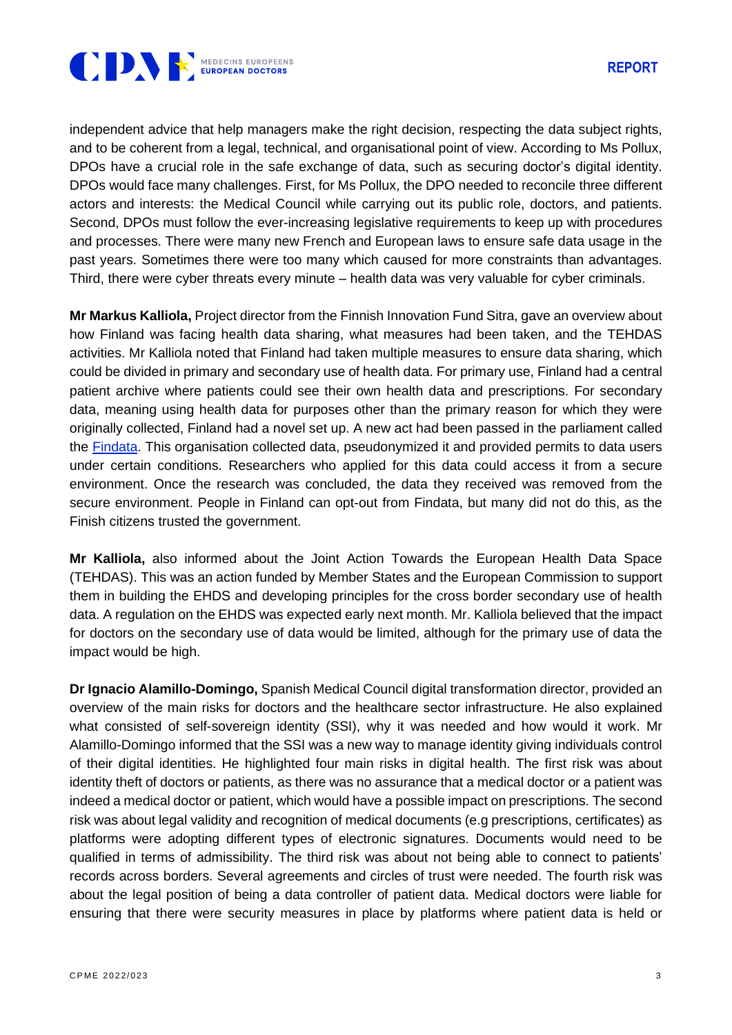independent advice that help managers make the right decision, respecting the data subject rights, and to be coherent from a legal, technical, and organisational point of view. According to Ms Pollux, DPOs have a crucial role in the safe exchange of data, such as securing doctor's digital identity. DPOs would face many challenges. First, for Ms Pollux, the DPO needed to reconcile three different actors and interests: the Medical Council while carrying out its public role, doctors, and patients. Second, DPOs must follow the ever-increasing legislative requirements to keep up with procedures and processes. There were many new French and European laws to ensure safe data usage in the past years. Sometimes there were too many which caused for more constraints than advantages. Third, there were cyber threats every minute – health data was very valuable for cyber criminals.

**Mr Markus Kalliola,** Project director from the Finnish Innovation Fund Sitra, gave an overview about how Finland was facing health data sharing, what measures had been taken, and the TEHDAS activities. Mr Kalliola noted that Finland had taken multiple measures to ensure data sharing, which could be divided in primary and secondary use of health data. For primary use, Finland had a central patient archive where patients could see their own health data and prescriptions. For secondary data, meaning using health data for purposes other than the primary reason for which they were originally collected, Finland had a novel set up. A new act had been passed in the parliament called the Findata. This organisation collected data, pseudonymized it and provided permits to data users under certain conditions. Researchers who applied for this data could access it from a secure environment. Once the research was concluded, the data they received was removed from the secure environment. People in Finland can opt-out from Findata, but many did not do this, as the Finish citizens trusted the government.

**Mr Kalliola,** also informed about the Joint Action Towards the European Health Data Space (TEHDAS). This was an action funded by Member States and the European Commission to support them in building the EHDS and developing principles for the cross border secondary use of health data. A regulation on the EHDS was expected early next month. Mr. Kalliola believed that the impact for doctors on the secondary use of data would be limited, although for the primary use of data the impact would be high.

**Dr Ignacio Alamillo-Domingo,** Spanish Medical Council digital transformation director, provided an overview of the main risks for doctors and the healthcare sector infrastructure. He also explained what consisted of self-sovereign identity (SSI), why it was needed and how would it work. Mr Alamillo-Domingo informed that the SSI was a new way to manage identity giving individuals control of their digital identities. He highlighted four main risks in digital health. The first risk was about identity theft of doctors or patients, as there was no assurance that a medical doctor or a patient was indeed a medical doctor or patient, which would have a possible impact on prescriptions. The second risk was about legal validity and recognition of medical documents (e.g prescriptions, certificates) as platforms were adopting different types of electronic signatures. Documents would need to be qualified in terms of admissibility. The third risk was about not being able to connect to patients' records across borders. Several agreements and circles of trust were needed. The fourth risk was about the legal position of being a data controller of patient data. Medical doctors were liable for ensuring that there were security measures in place by platforms where patient data is held or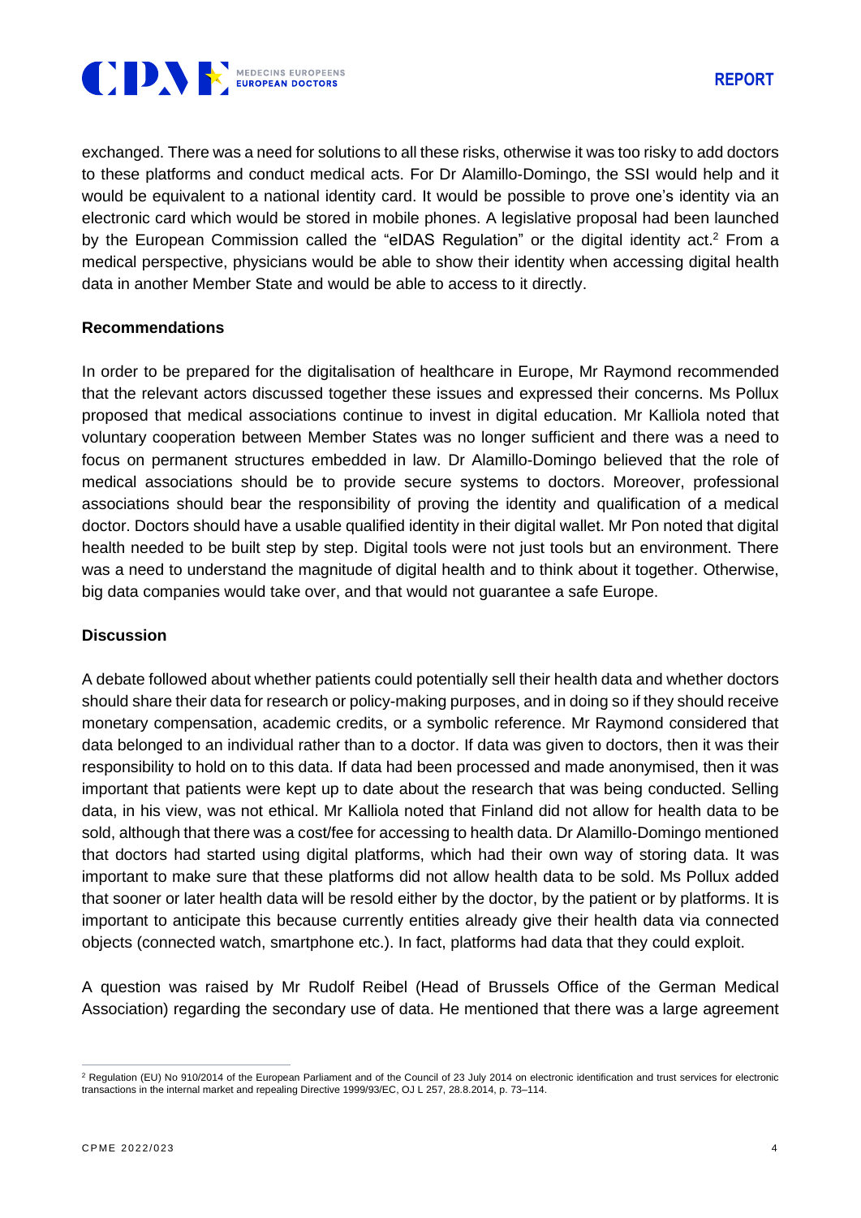exchanged. There was a need for solutions to all these risks, otherwise it was too risky to add doctors to these platforms and conduct medical acts. For Dr Alamillo-Domingo, the SSI would help and it would be equivalent to a national identity card. It would be possible to prove one's identity via an electronic card which would be stored in mobile phones. A legislative proposal had been launched by the European Commission called the "eIDAS Regulation" or the digital identity act.[2] From a medical perspective, physicians would be able to show their identity when accessing digital health data in another Member State and would be able to access to it directly.

**Recommendations**

In order to be prepared for the digitalisation of healthcare in Europe, Mr Raymond recommended that the relevant actors discussed together these issues and expressed their concerns. Ms Pollux proposed that medical associations continue to invest in digital education. Mr Kalliola noted that voluntary cooperation between Member States was no longer sufficient and there was a need to focus on permanent structures embedded in law. Dr Alamillo-Domingo believed that the role of medical associations should be to provide secure systems to doctors. Moreover, professional associations should bear the responsibility of proving the identity and qualification of a medical doctor. Doctors should have a usable qualified identity in their digital wallet. Mr Pon noted that digital health needed to be built step by step. Digital tools were not just tools but an environment. There was a need to understand the magnitude of digital health and to think about it together. Otherwise, big data companies would take over, and that would not guarantee a safe Europe.

**Discussion**

A debate followed about whether patients could potentially sell their health data and whether doctors should share their data for research or policy-making purposes, and in doing so if they should receive monetary compensation, academic credits, or a symbolic reference. Mr Raymond considered that data belonged to an individual rather than to a doctor. If data was given to doctors, then it was their responsibility to hold on to this data. If data had been processed and made anonymised, then it was important that patients were kept up to date about the research that was being conducted. Selling data, in his view, was not ethical. Mr Kalliola noted that Finland did not allow for health data to be sold, although that there was a cost/fee for accessing to health data. Dr Alamillo-Domingo mentioned that doctors had started using digital platforms, which had their own way of storing data. It was important to make sure that these platforms did not allow health data to be sold. Ms Pollux added that sooner or later health data will be resold either by the doctor, by the patient or by platforms. It is important to anticipate this because currently entities already give their health data via connected objects (connected watch, smartphone etc.). In fact, platforms had data that they could exploit.

A question was raised by Mr Rudolf Reibel (Head of Brussels Office of the German Medical Association) regarding the secondary use of data. He mentioned that there was a large agreement

---

[2] Regulation (EU) No 910/2014 of the European Parliament and of the Council of 23 July 2014 on electronic identification and trust services for electronic transactions in the internal market and repealing Directive 1999/93/EC, OJ L 257, 28.8.2014, p. 73–114.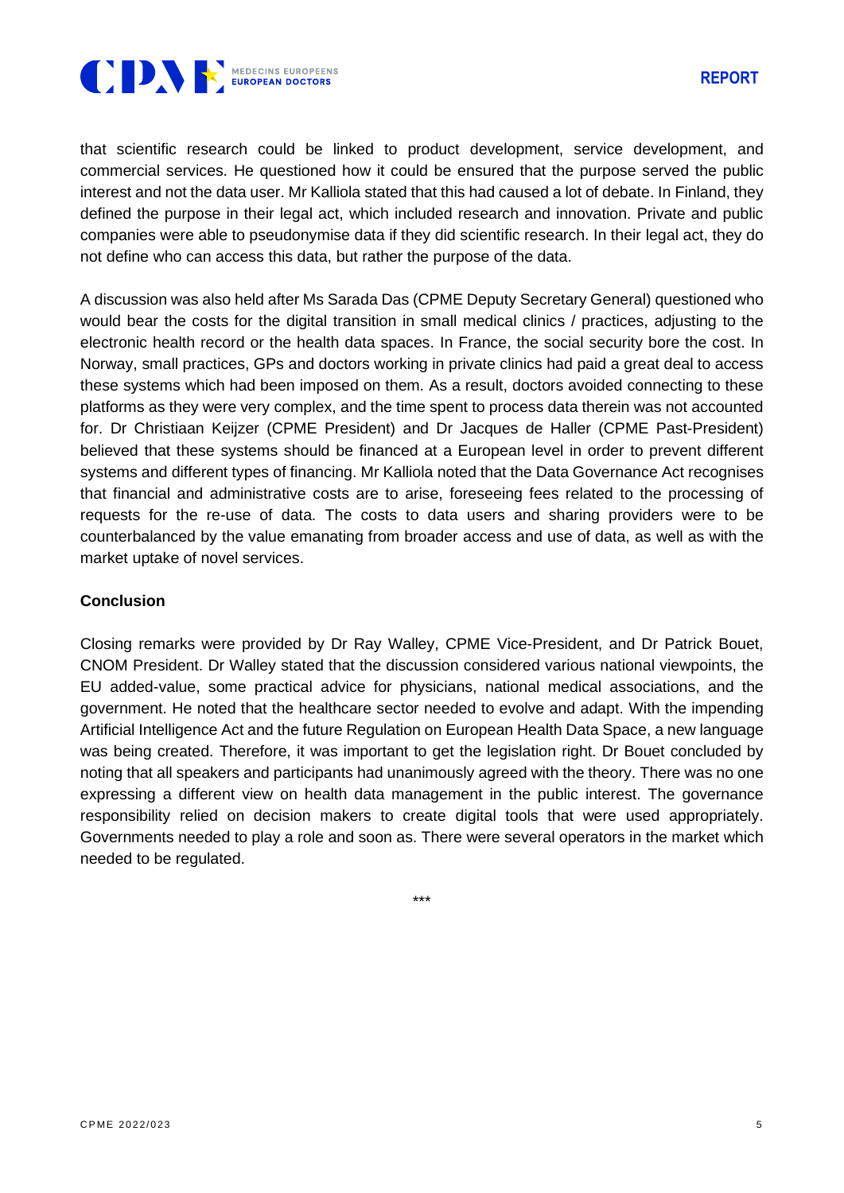that scientific research could be linked to product development, service development, and commercial services. He questioned how it could be ensured that the purpose served the public interest and not the data user. Mr Kalliola stated that this had caused a lot of debate. In Finland, they defined the purpose in their legal act, which included research and innovation. Private and public companies were able to pseudonymise data if they did scientific research. In their legal act, they do not define who can access this data, but rather the purpose of the data.

A discussion was also held after Ms Sarada Das (CPME Deputy Secretary General) questioned who would bear the costs for the digital transition in small medical clinics / practices, adjusting to the electronic health record or the health data spaces. In France, the social security bore the cost. In Norway, small practices, GPs and doctors working in private clinics had paid a great deal to access these systems which had been imposed on them. As a result, doctors avoided connecting to these platforms as they were very complex, and the time spent to process data therein was not accounted for. Dr Christiaan Keijzer (CPME President) and Dr Jacques de Haller (CPME Past-President) believed that these systems should be financed at a European level in order to prevent different systems and different types of financing. Mr Kalliola noted that the Data Governance Act recognises that financial and administrative costs are to arise, foreseeing fees related to the processing of requests for the re-use of data. The costs to data users and sharing providers were to be counterbalanced by the value emanating from broader access and use of data, as well as with the market uptake of novel services.

**Conclusion**

Closing remarks were provided by Dr Ray Walley, CPME Vice-President, and Dr Patrick Bouet, CNOM President. Dr Walley stated that the discussion considered various national viewpoints, the EU added-value, some practical advice for physicians, national medical associations, and the government. He noted that the healthcare sector needed to evolve and adapt. With the impending Artificial Intelligence Act and the future Regulation on European Health Data Space, a new language was being created. Therefore, it was important to get the legislation right. Dr Bouet concluded by noting that all speakers and participants had unanimously agreed with the theory. There was no one expressing a different view on health data management in the public interest. The governance responsibility relied on decision makers to create digital tools that were used appropriately. Governments needed to play a role and soon as. There were several operators in the market which needed to be regulated.

***